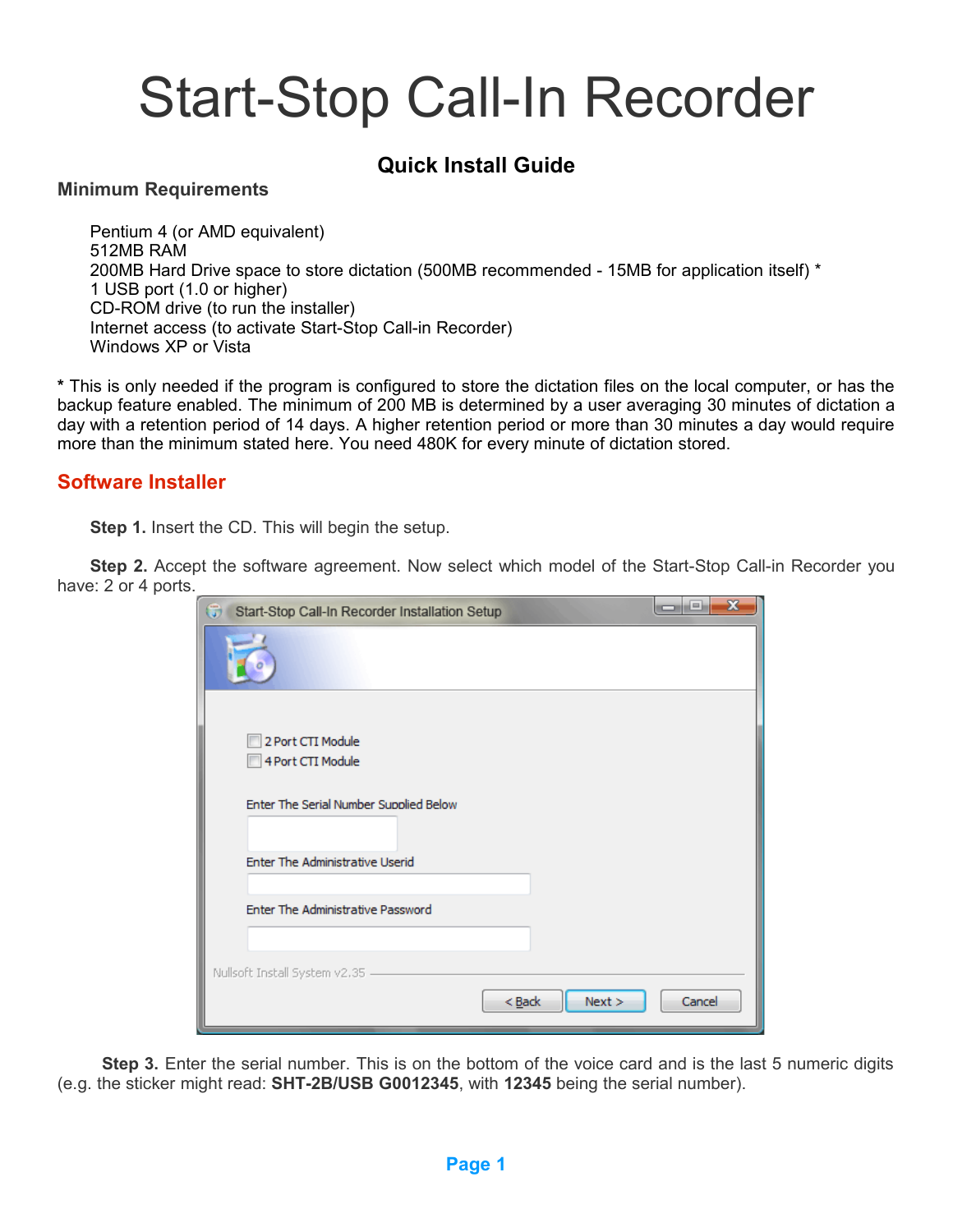# Start-Stop Call-In Recorder

## Quick Install Guide

### Minimum Requirements

Pentium 4 (or AMD equivalent)
512MB RAM
200MB Hard Drive space to store dictation (500MB recommended - 15MB for application itself) *
1 USB port (1.0 or higher)
CD-ROM drive (to run the installer)
Internet access (to activate Start-Stop Call-in Recorder)
Windows XP or Vista

**\*** This is only needed if the program is configured to store the dictation files on the local computer, or has the backup feature enabled. The minimum of 200 MB is determined by a user averaging 30 minutes of dictation a day with a retention period of 14 days. A higher retention period or more than 30 minutes a day would require more than the minimum stated here. You need 480K for every minute of dictation stored.

## Software Installer

**Step 1.** Insert the CD. This will begin the setup.

**Step 2.** Accept the software agreement. Now select which model of the Start-Stop Call-in Recorder you have: 2 or 4 ports.

**Step 3.** Enter the serial number. This is on the bottom of the voice card and is the last 5 numeric digits (e.g. the sticker might read: **SHT-2B/USB G0012345**, with **12345** being the serial number).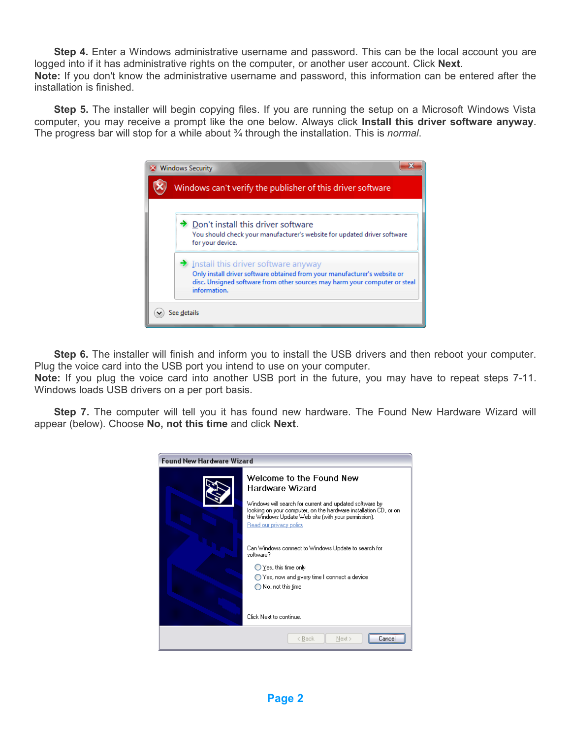**Step 4.** Enter a Windows administrative username and password. This can be the local account you are logged into if it has administrative rights on the computer, or another user account. Click **Next**.
**Note:** If you don't know the administrative username and password, this information can be entered after the installation is finished.

**Step 5.** The installer will begin copying files. If you are running the setup on a Microsoft Windows Vista computer, you may receive a prompt like the one below. Always click **Install this driver software anyway**. The progress bar will stop for a while about ¾ through the installation. This is *normal*.

**Step 6.** The installer will finish and inform you to install the USB drivers and then reboot your computer. Plug the voice card into the USB port you intend to use on your computer.
**Note:** If you plug the voice card into another USB port in the future, you may have to repeat steps 7-11. Windows loads USB drivers on a per port basis.

**Step 7.** The computer will tell you it has found new hardware. The Found New Hardware Wizard will appear (below). Choose **No, not this time** and click **Next**.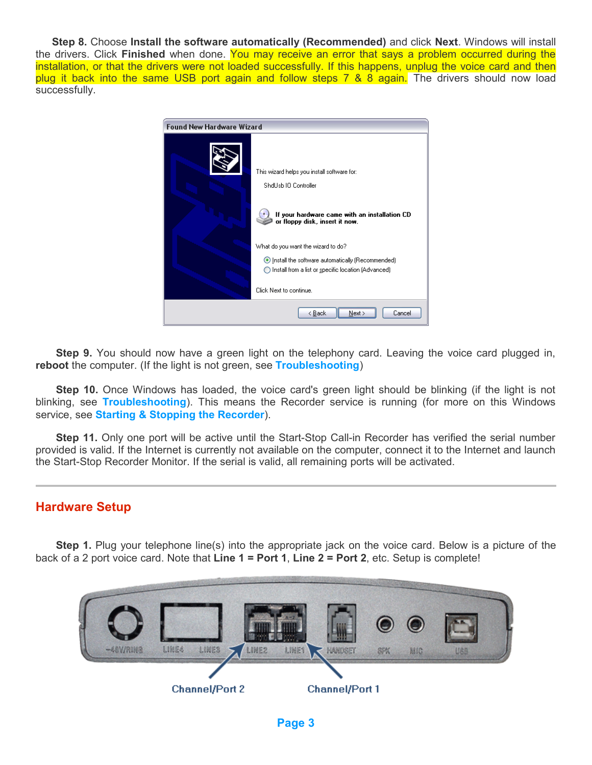**Step 8.** Choose **Install the software automatically (Recommended)** and click **Next**. Windows will install the drivers. Click **Finished** when done. You may receive an error that says a problem occurred during the installation, or that the drivers were not loaded successfully. If this happens, unplug the voice card and then plug it back into the same USB port again and follow steps 7 & 8 again. The drivers should now load successfully.

Found New Hardware Wizard

This wizard helps you install software for:

ShdUsb IO Controller

If your hardware came with an installation CD or floppy disk, insert it now.

What do you want the wizard to do?

Install the software automatically (Recommended)

Install from a list or specific location (Advanced)

Click Next to continue.

< Back | Next > | Cancel

**Step 9.** You should now have a green light on the telephony card. Leaving the voice card plugged in, **reboot** the computer. (If the light is not green, see **Troubleshooting**)

**Step 10.** Once Windows has loaded, the voice card's green light should be blinking (if the light is not blinking, see **Troubleshooting**). This means the Recorder service is running (for more on this Windows service, see **Starting & Stopping the Recorder**).

**Step 11.** Only one port will be active until the Start-Stop Call-in Recorder has verified the serial number provided is valid. If the Internet is currently not available on the computer, connect it to the Internet and launch the Start-Stop Recorder Monitor. If the serial is valid, all remaining ports will be activated.

---

## Hardware Setup

**Step 1.** Plug your telephone line(s) into the appropriate jack on the voice card. Below is a picture of the back of a 2 port voice card. Note that **Line 1 = Port 1**, **Line 2 = Port 2**, etc. Setup is complete!

-48V/RING LINE4 LINE3 LINE2 LINE1 HANDSET SPK MIC USB

Channel/Port 2

Channel/Port 1